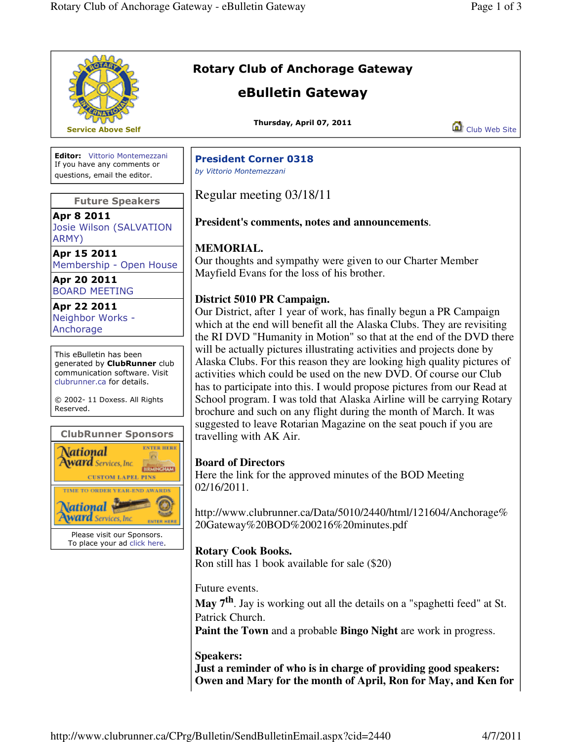# Rotary Club of Anchorage Gateway

## eBulletin Gateway

Service Above Self

**Thursday, April 07, 2011**

Club Web Site

**Editor:** Vittorio Montemezzani
If you have any comments or questions, email the editor.

### Future Speakers

| Future Speakers |
|---|
| **Apr 8 2011** Josie Wilson (SALVATION ARMY) |
| **Apr 15 2011** Membership - Open House |
| **Apr 20 2011** BOARD MEETING |
| **Apr 22 2011** Neighbor Works - Anchorage |

This eBulletin has been generated by **ClubRunner** club communication software. Visit clubrunner.ca for details.

© 2002- 11 Doxess. All Rights Reserved.

### ClubRunner Sponsors

National Award Services, Inc. ENTER HERE BIRMINGHAM CUSTOM LAPEL PINS

TIME TO ORDER YEAR-END AWARDS National Award Services, Inc. ENTER HERE

Please visit our Sponsors.
To place your ad click here.

## President Corner 0318

*by Vittorio Montemezzani*

Regular meeting 03/18/11

**President's comments, notes and announcements**.

**MEMORIAL.**
Our thoughts and sympathy were given to our Charter Member Mayfield Evans for the loss of his brother.

**District 5010 PR Campaign.**
Our District, after 1 year of work, has finally begun a PR Campaign which at the end will benefit all the Alaska Clubs. They are revisiting the RI DVD "Humanity in Motion" so that at the end of the DVD there will be actually pictures illustrating activities and projects done by Alaska Clubs. For this reason they are looking high quality pictures of activities which could be used on the new DVD. Of course our Club has to participate into this. I would propose pictures from our Read at School program. I was told that Alaska Airline will be carrying Rotary brochure and such on any flight during the month of March. It was suggested to leave Rotarian Magazine on the seat pouch if you are travelling with AK Air.

**Board of Directors**
Here the link for the approved minutes of the BOD Meeting 02/16/2011.

http://www.clubrunner.ca/Data/5010/2440/html/121604/Anchorage%20Gateway%20BOD%200216%20minutes.pdf

**Rotary Cook Books.**
Ron still has 1 book available for sale ($20)

Future events.
**May 7th**. Jay is working out all the details on a "spaghetti feed" at St. Patrick Church.
**Paint the Town** and a probable **Bingo Night** are work in progress.

**Speakers:**
**Just a reminder of who is in charge of providing good speakers: Owen and Mary for the month of April, Ron for May, and Ken for**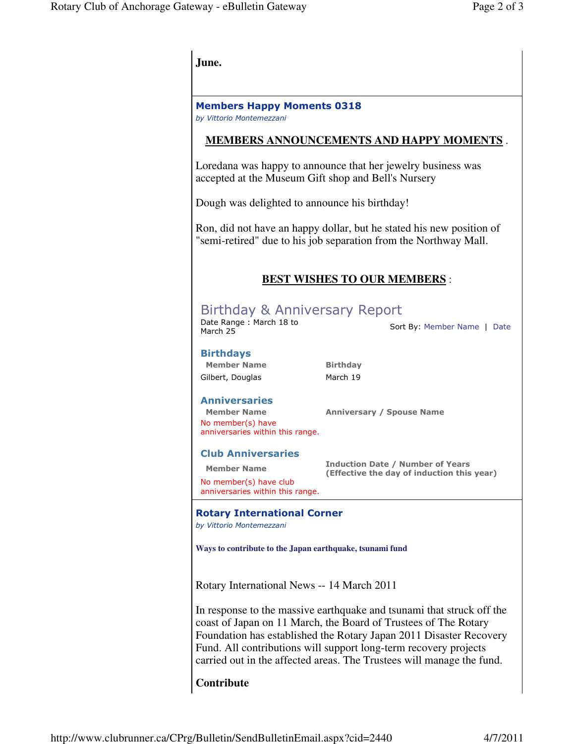**June.**

### Members Happy Moments 0318

*by Vittorio Montemezzani*

**MEMBERS ANNOUNCEMENTS AND HAPPY MOMENTS** .

Loredana was happy to announce that her jewelry business was accepted at the Museum Gift shop and Bell's Nursery

Dough was delighted to announce his birthday!

Ron, did not have an happy dollar, but he stated his new position of "semi-retired" due to his job separation from the Northway Mall.

**BEST WISHES TO OUR MEMBERS** :

## Birthday & Anniversary Report

Date Range : March 18 to March 25

Sort By: Member Name | Date

### Birthdays

| Member Name | Birthday |
|---|---|
| Gilbert, Douglas | March 19 |

### Anniversaries

| Member Name | Anniversary / Spouse Name |
|---|---|
| No member(s) have anniversaries within this range. | |

### Club Anniversaries

| Member Name | Induction Date / Number of Years (Effective the day of induction this year) |
|---|---|
| No member(s) have club anniversaries within this range. | |

### Rotary International Corner

*by Vittorio Montemezzani*

**Ways to contribute to the Japan earthquake, tsunami fund**

Rotary International News -- 14 March 2011

In response to the massive earthquake and tsunami that struck off the coast of Japan on 11 March, the Board of Trustees of The Rotary Foundation has established the Rotary Japan 2011 Disaster Recovery Fund. All contributions will support long-term recovery projects carried out in the affected areas. The Trustees will manage the fund.

**Contribute**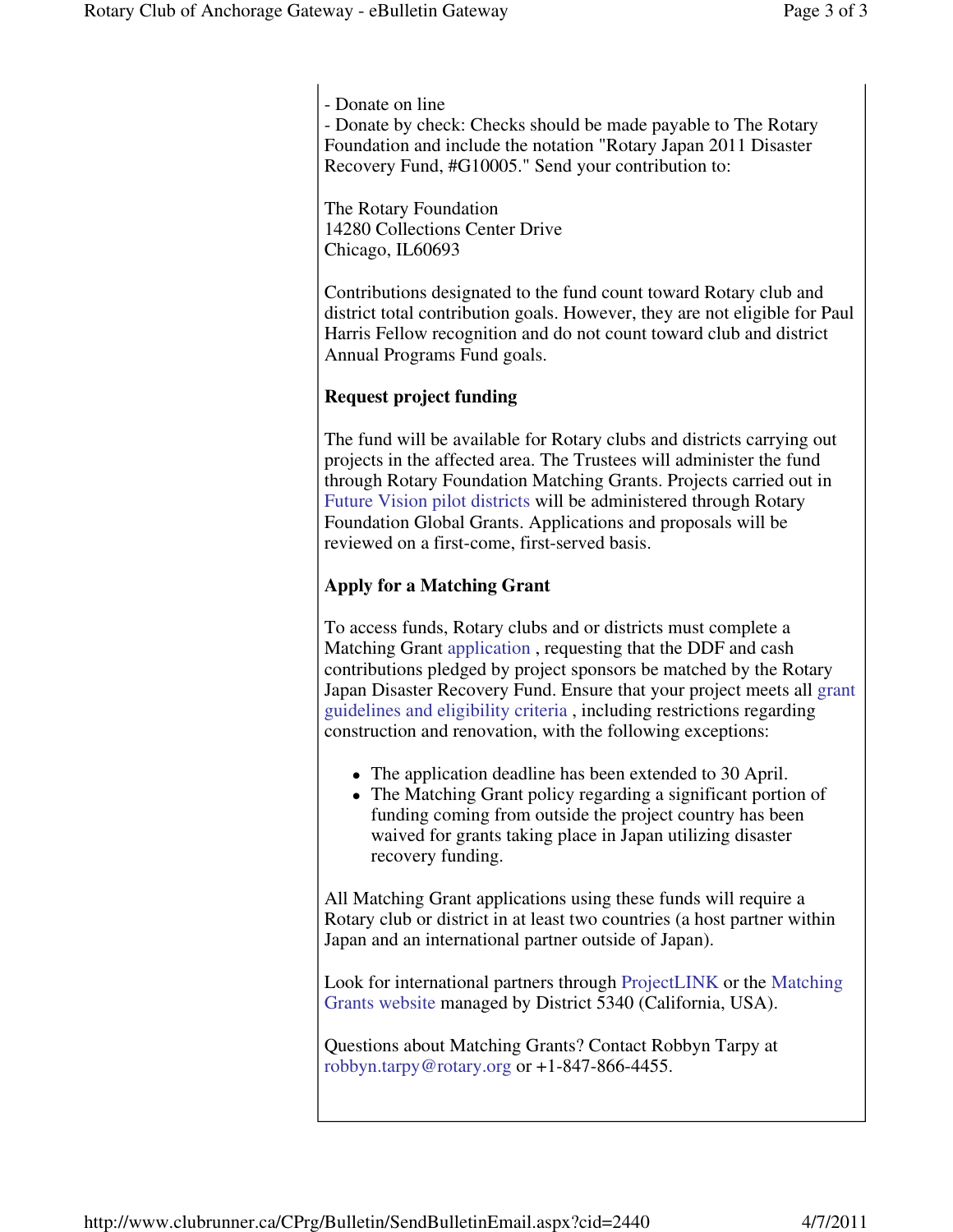- Donate on line
- Donate by check: Checks should be made payable to The Rotary Foundation and include the notation "Rotary Japan 2011 Disaster Recovery Fund, #G10005." Send your contribution to:

The Rotary Foundation
14280 Collections Center Drive
Chicago, IL60693

Contributions designated to the fund count toward Rotary club and district total contribution goals. However, they are not eligible for Paul Harris Fellow recognition and do not count toward club and district Annual Programs Fund goals.

**Request project funding**

The fund will be available for Rotary clubs and districts carrying out projects in the affected area. The Trustees will administer the fund through Rotary Foundation Matching Grants. Projects carried out in Future Vision pilot districts will be administered through Rotary Foundation Global Grants. Applications and proposals will be reviewed on a first-come, first-served basis.

**Apply for a Matching Grant**

To access funds, Rotary clubs and or districts must complete a Matching Grant application , requesting that the DDF and cash contributions pledged by project sponsors be matched by the Rotary Japan Disaster Recovery Fund. Ensure that your project meets all grant guidelines and eligibility criteria , including restrictions regarding construction and renovation, with the following exceptions:

- The application deadline has been extended to 30 April.
- The Matching Grant policy regarding a significant portion of funding coming from outside the project country has been waived for grants taking place in Japan utilizing disaster recovery funding.

All Matching Grant applications using these funds will require a Rotary club or district in at least two countries (a host partner within Japan and an international partner outside of Japan).

Look for international partners through ProjectLINK or the Matching Grants website managed by District 5340 (California, USA).

Questions about Matching Grants? Contact Robbyn Tarpy at robbyn.tarpy@rotary.org or +1-847-866-4455.